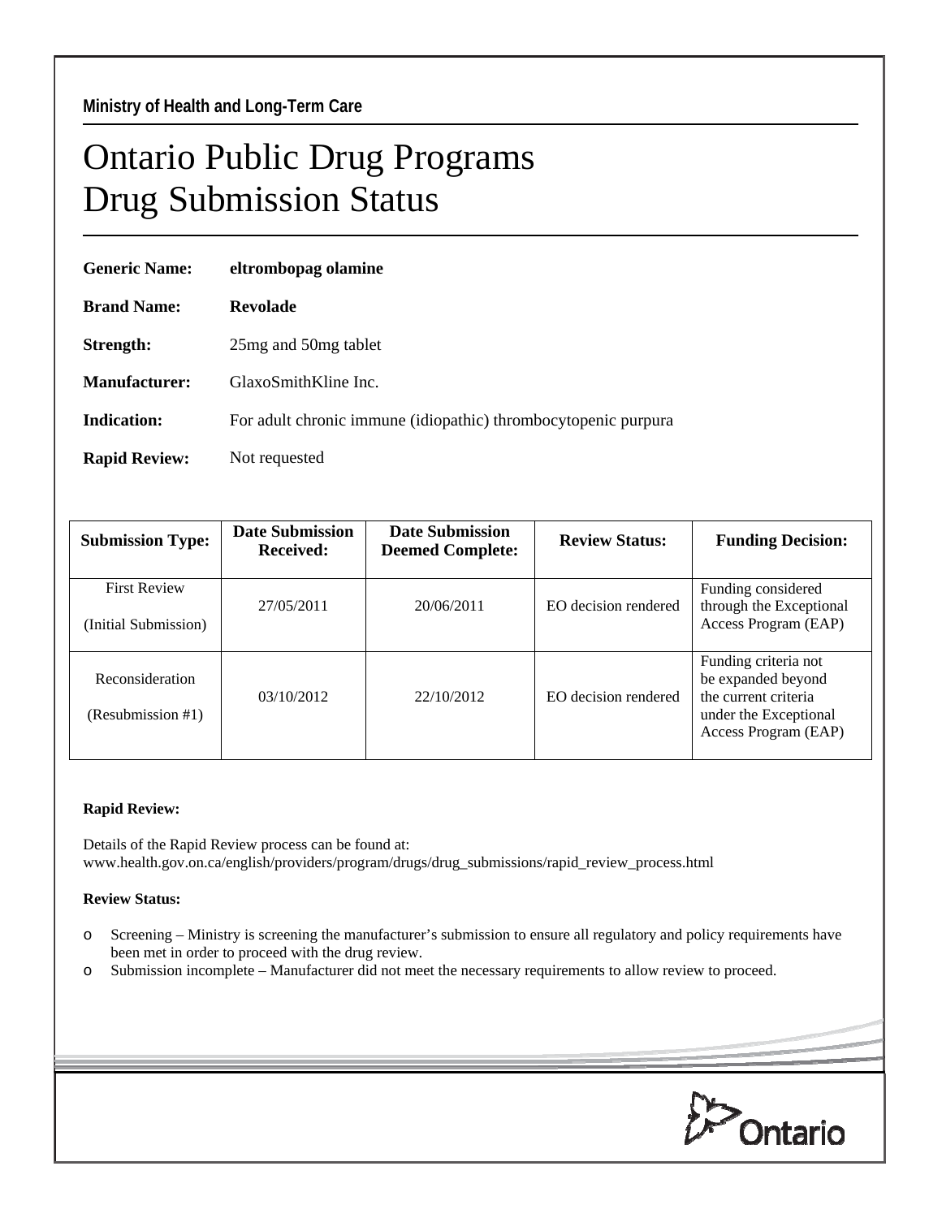**Ministry of Health and Long-Term Care**

# Ontario Public Drug Programs
# Drug Submission Status

**Generic Name:** **eltrombopag olamine**

**Brand Name:** **Revolade**

**Strength:** 25mg and 50mg tablet

**Manufacturer:** GlaxoSmithKline Inc.

**Indication:** For adult chronic immune (idiopathic) thrombocytopenic purpura

**Rapid Review:** Not requested

| Submission Type: | Date Submission Received: | Date Submission Deemed Complete: | Review Status: | Funding Decision: |
|---|---|---|---|---|
| First Review (Initial Submission) | 27/05/2011 | 20/06/2011 | EO decision rendered | Funding considered through the Exceptional Access Program (EAP) |
| Reconsideration (Resubmission #1) | 03/10/2012 | 22/10/2012 | EO decision rendered | Funding criteria not be expanded beyond the current criteria under the Exceptional Access Program (EAP) |

**Rapid Review:**

Details of the Rapid Review process can be found at:
www.health.gov.on.ca/english/providers/program/drugs/drug_submissions/rapid_review_process.html

**Review Status:**

- Screening – Ministry is screening the manufacturer's submission to ensure all regulatory and policy requirements have been met in order to proceed with the drug review.
- Submission incomplete – Manufacturer did not meet the necessary requirements to allow review to proceed.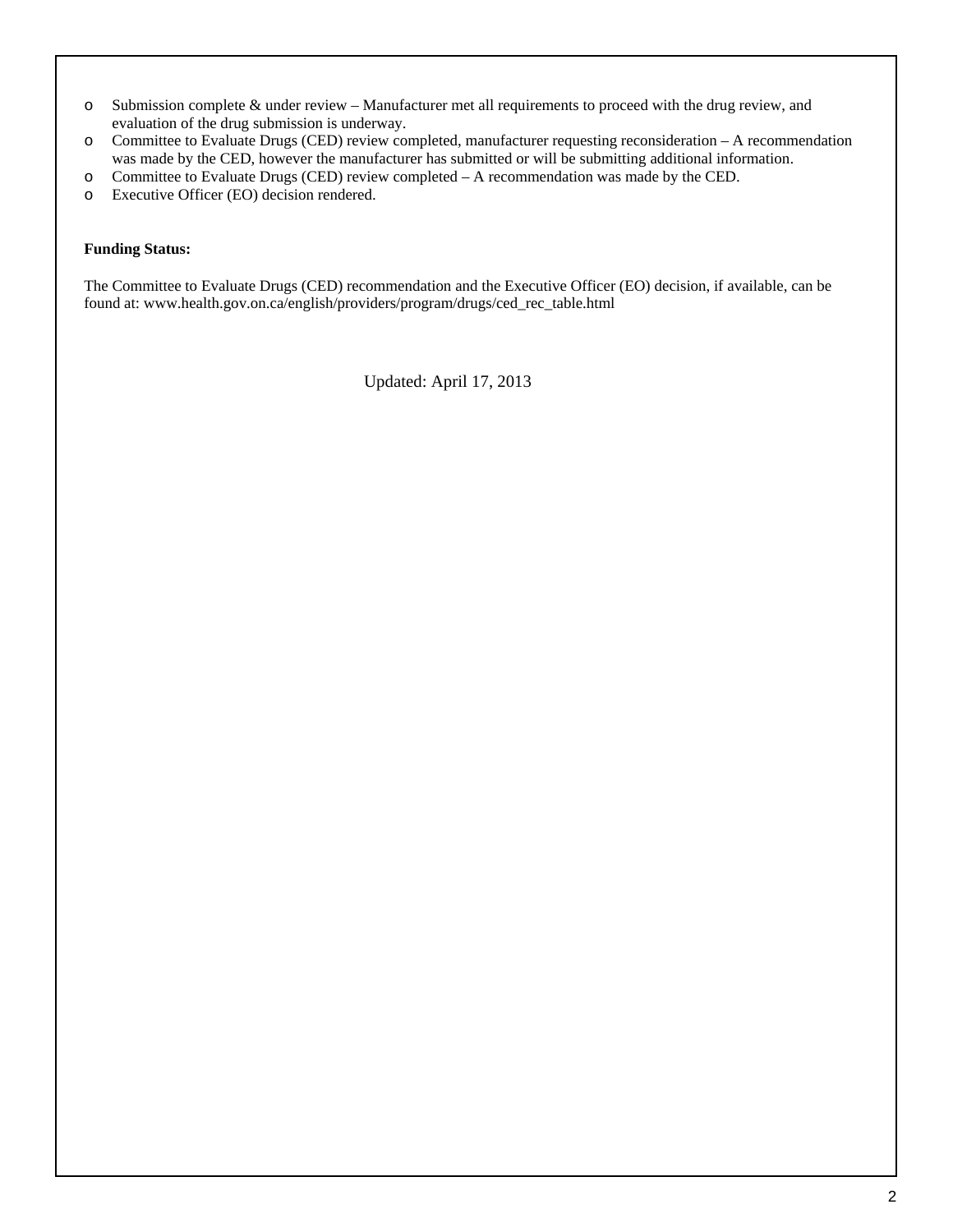- Submission complete & under review – Manufacturer met all requirements to proceed with the drug review, and evaluation of the drug submission is underway.
- Committee to Evaluate Drugs (CED) review completed, manufacturer requesting reconsideration – A recommendation was made by the CED, however the manufacturer has submitted or will be submitting additional information.
- Committee to Evaluate Drugs (CED) review completed – A recommendation was made by the CED.
- Executive Officer (EO) decision rendered.

**Funding Status:**

The Committee to Evaluate Drugs (CED) recommendation and the Executive Officer (EO) decision, if available, can be found at: www.health.gov.on.ca/english/providers/program/drugs/ced_rec_table.html

Updated: April 17, 2013